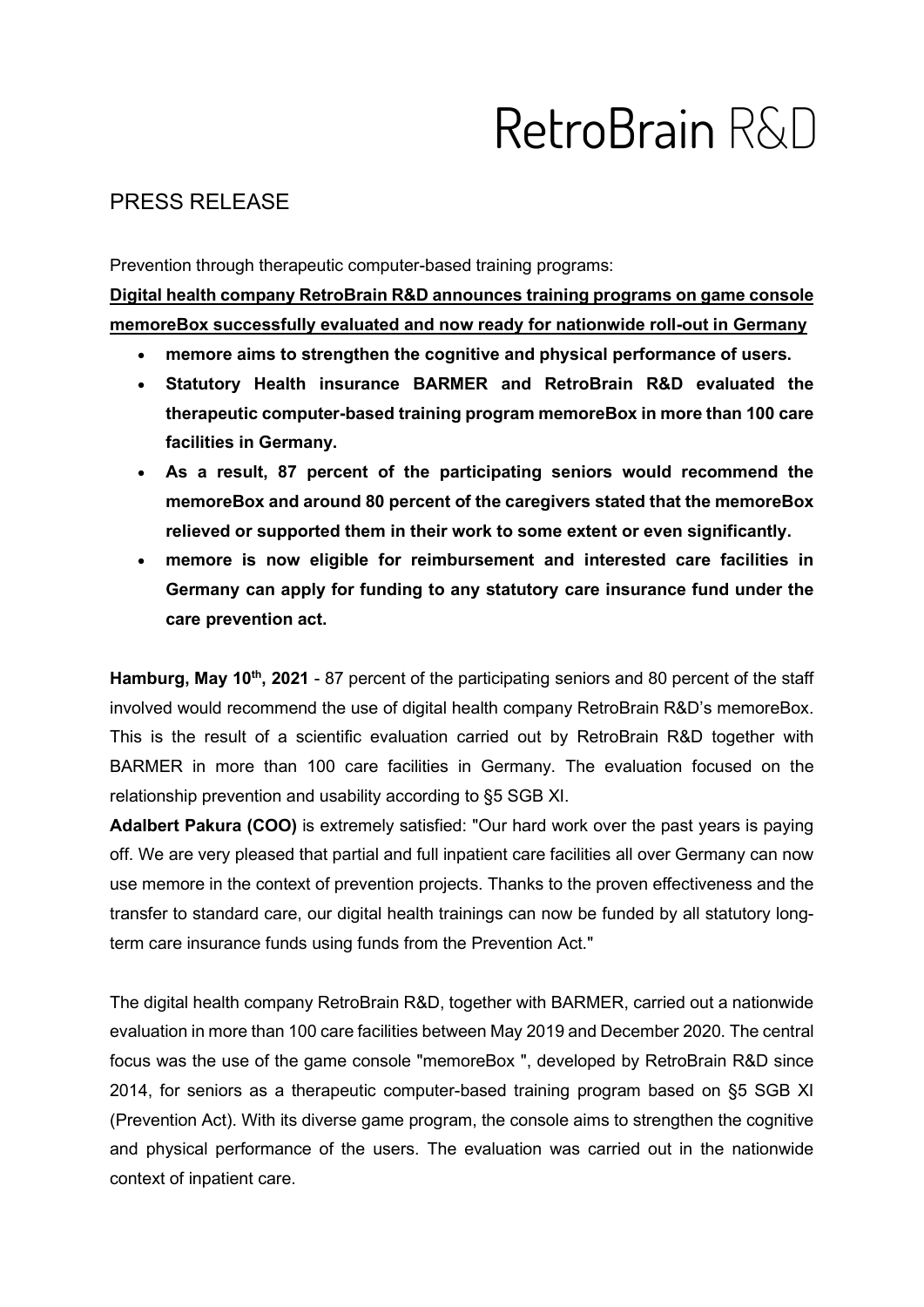RetroBrain R&D

# PRESS RELEASE

Prevention through therapeutic computer-based training programs:

**Digital health company RetroBrain R&D announces training programs on game console memoreBox successfully evaluated and now ready for nationwide roll-out in Germany**

- **memore aims to strengthen the cognitive and physical performance of users.**
- **Statutory Health insurance BARMER and RetroBrain R&D evaluated the therapeutic computer-based training program memoreBox in more than 100 care facilities in Germany.**
- **As a result, 87 percent of the participating seniors would recommend the memoreBox and around 80 percent of the caregivers stated that the memoreBox relieved or supported them in their work to some extent or even significantly.**
- **memore is now eligible for reimbursement and interested care facilities in Germany can apply for funding to any statutory care insurance fund under the care prevention act.**

**Hamburg, May 10th, 2021** - 87 percent of the participating seniors and 80 percent of the staff involved would recommend the use of digital health company RetroBrain R&D's memoreBox. This is the result of a scientific evaluation carried out by RetroBrain R&D together with BARMER in more than 100 care facilities in Germany. The evaluation focused on the relationship prevention and usability according to §5 SGB XI.

**Adalbert Pakura (COO)** is extremely satisfied: "Our hard work over the past years is paying off. We are very pleased that partial and full inpatient care facilities all over Germany can now use memore in the context of prevention projects. Thanks to the proven effectiveness and the transfer to standard care, our digital health trainings can now be funded by all statutory long-term care insurance funds using funds from the Prevention Act."

The digital health company RetroBrain R&D, together with BARMER, carried out a nationwide evaluation in more than 100 care facilities between May 2019 and December 2020. The central focus was the use of the game console "memoreBox ", developed by RetroBrain R&D since 2014, for seniors as a therapeutic computer-based training program based on §5 SGB XI (Prevention Act). With its diverse game program, the console aims to strengthen the cognitive and physical performance of the users. The evaluation was carried out in the nationwide context of inpatient care.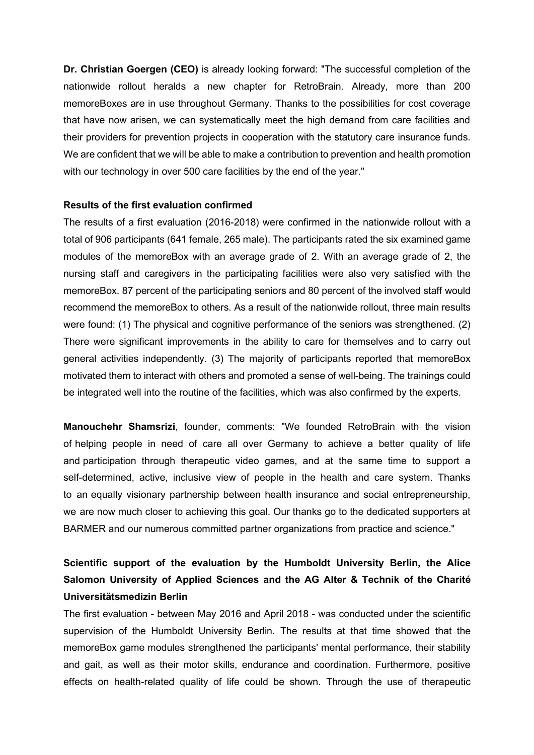**Dr. Christian Goergen (CEO)** is already looking forward: "The successful completion of the nationwide rollout heralds a new chapter for RetroBrain. Already, more than 200 memoreBoxes are in use throughout Germany. Thanks to the possibilities for cost coverage that have now arisen, we can systematically meet the high demand from care facilities and their providers for prevention projects in cooperation with the statutory care insurance funds. We are confident that we will be able to make a contribution to prevention and health promotion with our technology in over 500 care facilities by the end of the year."

**Results of the first evaluation confirmed**

The results of a first evaluation (2016-2018) were confirmed in the nationwide rollout with a total of 906 participants (641 female, 265 male). The participants rated the six examined game modules of the memoreBox with an average grade of 2. With an average grade of 2, the nursing staff and caregivers in the participating facilities were also very satisfied with the memoreBox. 87 percent of the participating seniors and 80 percent of the involved staff would recommend the memoreBox to others. As a result of the nationwide rollout, three main results were found: (1) The physical and cognitive performance of the seniors was strengthened. (2) There were significant improvements in the ability to care for themselves and to carry out general activities independently. (3) The majority of participants reported that memoreBox motivated them to interact with others and promoted a sense of well-being. The trainings could be integrated well into the routine of the facilities, which was also confirmed by the experts.

**Manouchehr Shamsrizi**, founder, comments: "We founded RetroBrain with the vision of helping people in need of care all over Germany to achieve a better quality of life and participation through therapeutic video games, and at the same time to support a self-determined, active, inclusive view of people in the health and care system. Thanks to an equally visionary partnership between health insurance and social entrepreneurship, we are now much closer to achieving this goal. Our thanks go to the dedicated supporters at BARMER and our numerous committed partner organizations from practice and science."

**Scientific support of the evaluation by the Humboldt University Berlin, the Alice Salomon University of Applied Sciences and the AG Alter & Technik of the Charité Universitätsmedizin Berlin**

The first evaluation - between May 2016 and April 2018 - was conducted under the scientific supervision of the Humboldt University Berlin. The results at that time showed that the memoreBox game modules strengthened the participants' mental performance, their stability and gait, as well as their motor skills, endurance and coordination. Furthermore, positive effects on health-related quality of life could be shown. Through the use of therapeutic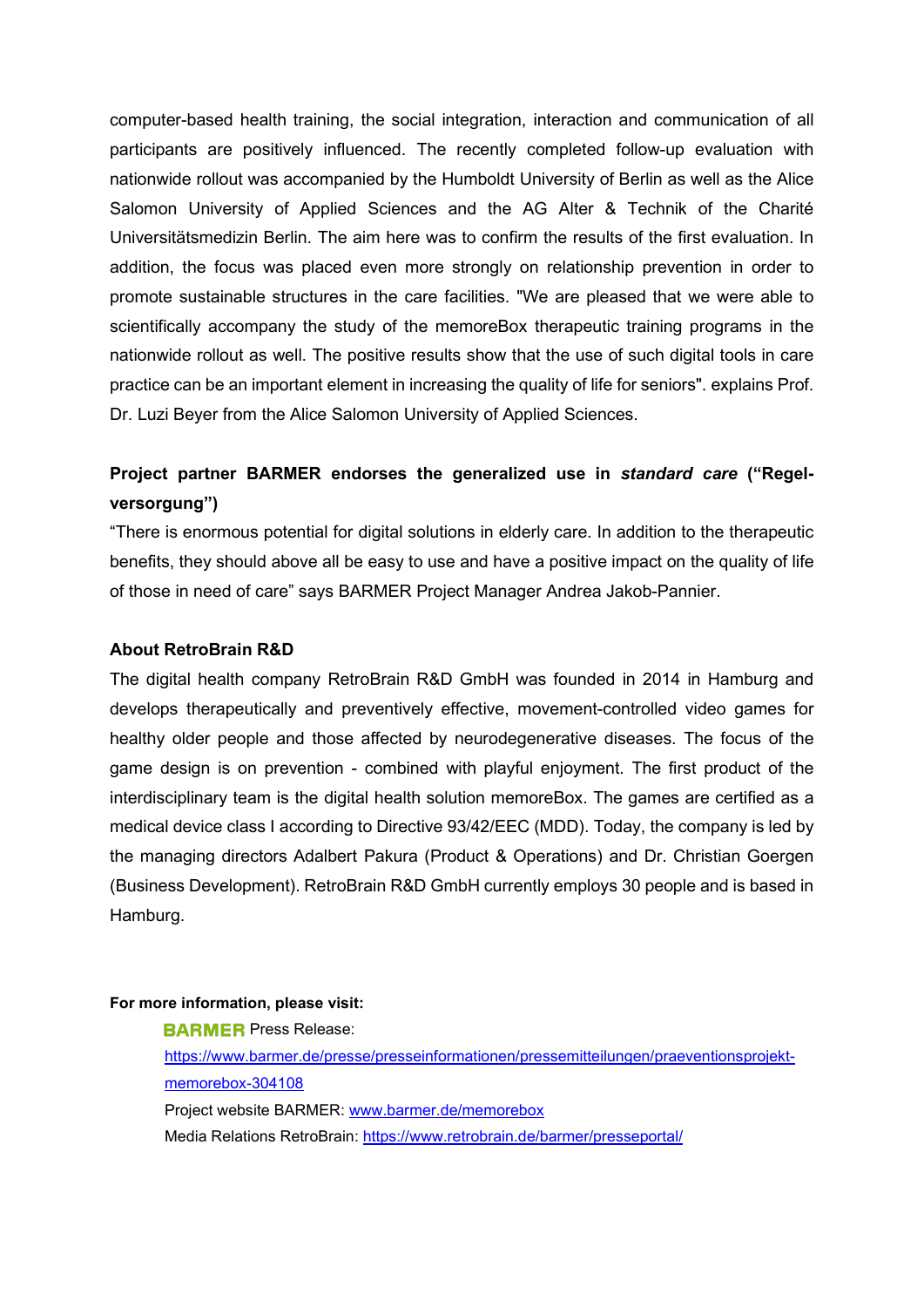computer-based health training, the social integration, interaction and communication of all participants are positively influenced. The recently completed follow-up evaluation with nationwide rollout was accompanied by the Humboldt University of Berlin as well as the Alice Salomon University of Applied Sciences and the AG Alter & Technik of the Charité Universitätsmedizin Berlin. The aim here was to confirm the results of the first evaluation. In addition, the focus was placed even more strongly on relationship prevention in order to promote sustainable structures in the care facilities. "We are pleased that we were able to scientifically accompany the study of the memoreBox therapeutic training programs in the nationwide rollout as well. The positive results show that the use of such digital tools in care practice can be an important element in increasing the quality of life for seniors". explains Prof. Dr. Luzi Beyer from the Alice Salomon University of Applied Sciences.

**Project partner BARMER endorses the generalized use in *standard care* ("Regel­versorgung")**

"There is enormous potential for digital solutions in elderly care. In addition to the therapeutic benefits, they should above all be easy to use and have a positive impact on the quality of life of those in need of care" says BARMER Project Manager Andrea Jakob-Pannier.

**About RetroBrain R&D**

The digital health company RetroBrain R&D GmbH was founded in 2014 in Hamburg and develops therapeutically and preventively effective, movement-controlled video games for healthy older people and those affected by neurodegenerative diseases. The focus of the game design is on prevention - combined with playful enjoyment. The first product of the interdisciplinary team is the digital health solution memoreBox. The games are certified as a medical device class I according to Directive 93/42/EEC (MDD). Today, the company is led by the managing directors Adalbert Pakura (Product & Operations) and Dr. Christian Goergen (Business Development). RetroBrain R&D GmbH currently employs 30 people and is based in Hamburg.

**For more information, please visit:**

BARMER Press Release: https://www.barmer.de/presse/presseinformationen/pressemitteilungen/praeventionsprojekt-memorebox-304108

Project website BARMER: www.barmer.de/memorebox

Media Relations RetroBrain: https://www.retrobrain.de/barmer/presseportal/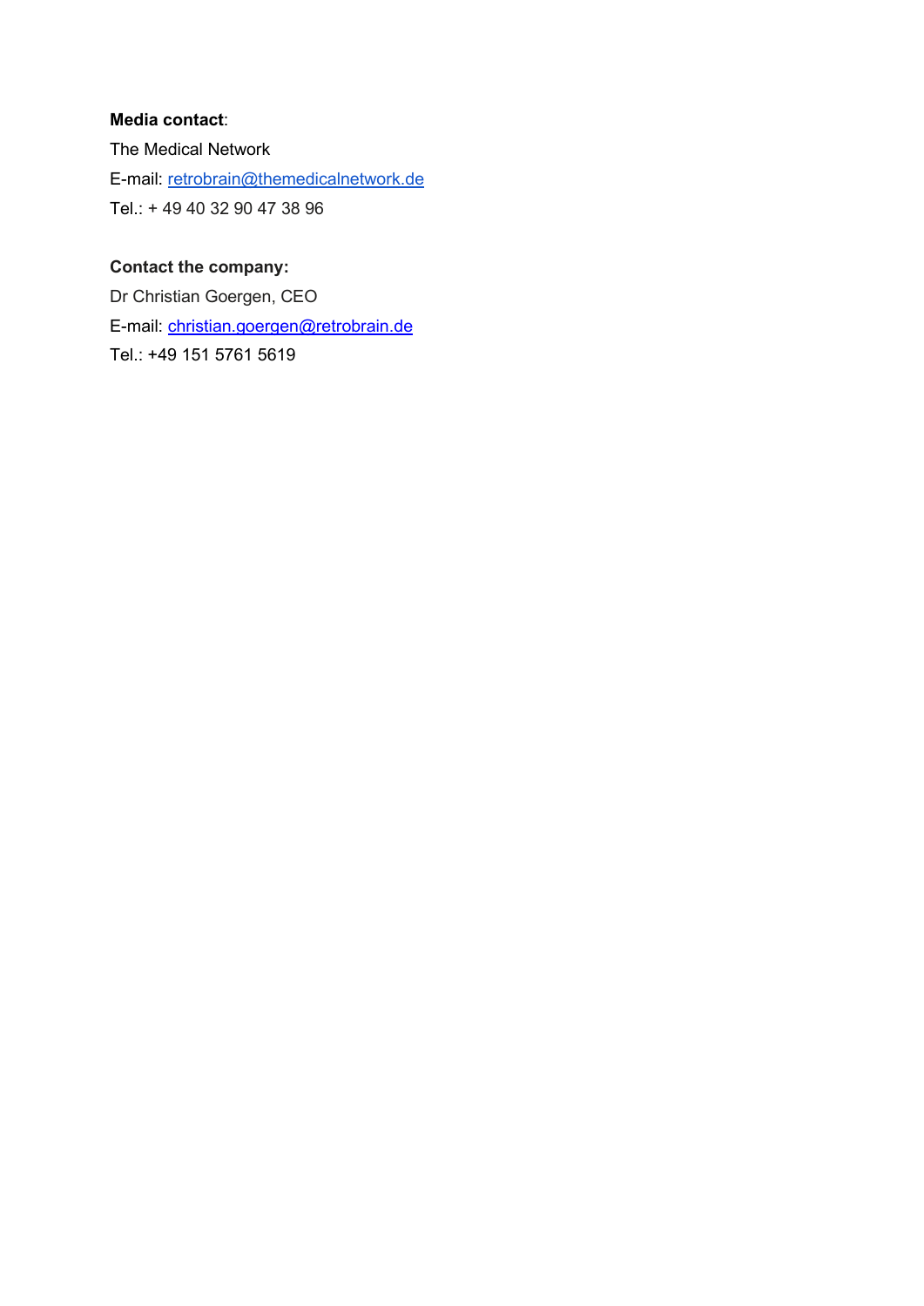**Media contact**:

The Medical Network

E-mail: retrobrain@themedicalnetwork.de

Tel.: + 49 40 32 90 47 38 96

**Contact the company:**

Dr Christian Goergen, CEO

E-mail: christian.goergen@retrobrain.de

Tel.: +49 151 5761 5619